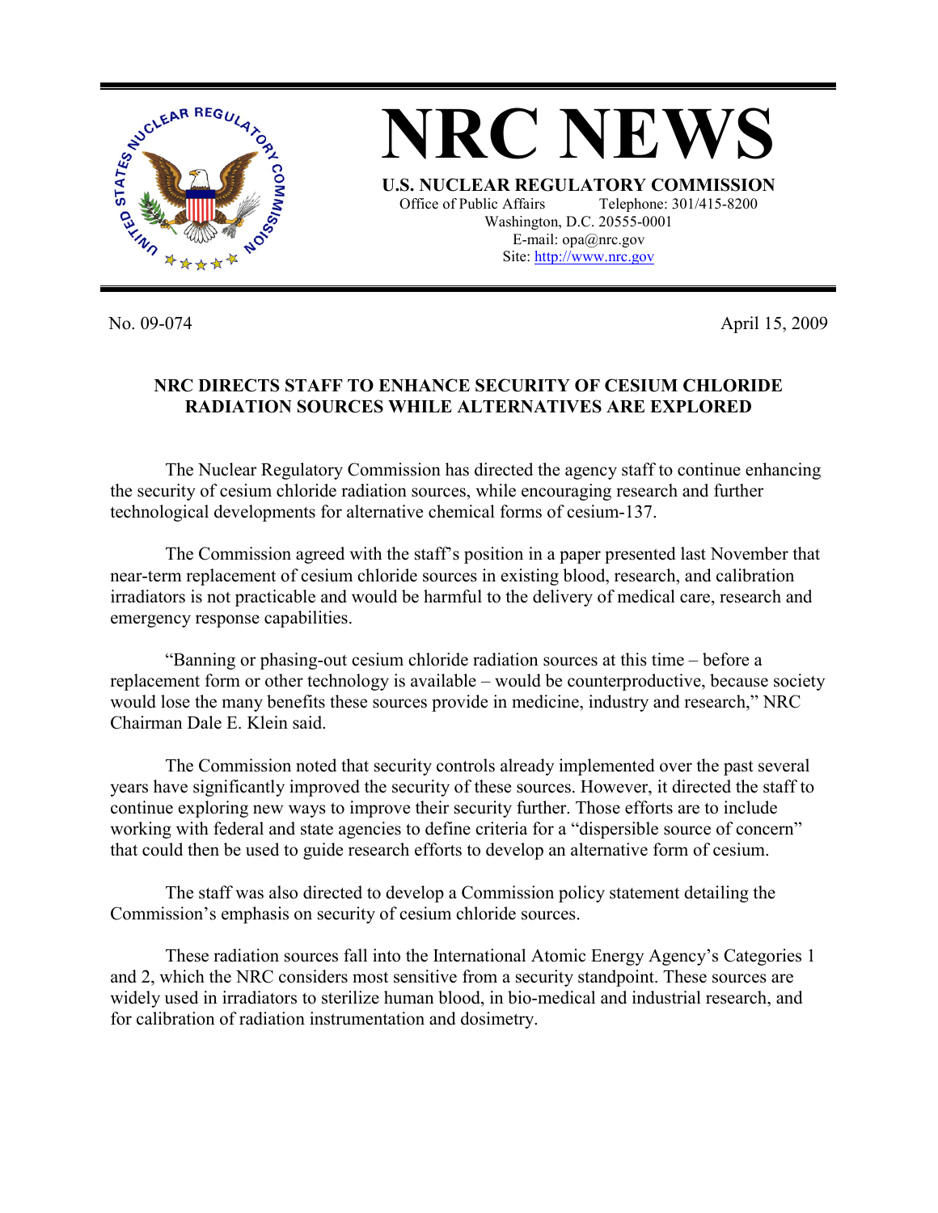# NRC NEWS

**U.S. NUCLEAR REGULATORY COMMISSION**

Office of Public Affairs Telephone: 301/415-8200
Washington, D.C. 20555-0001
E-mail: opa@nrc.gov
Site: http://www.nrc.gov

No. 09-074 April 15, 2009

## NRC DIRECTS STAFF TO ENHANCE SECURITY OF CESIUM CHLORIDE RADIATION SOURCES WHILE ALTERNATIVES ARE EXPLORED

The Nuclear Regulatory Commission has directed the agency staff to continue enhancing the security of cesium chloride radiation sources, while encouraging research and further technological developments for alternative chemical forms of cesium-137.

The Commission agreed with the staff's position in a paper presented last November that near-term replacement of cesium chloride sources in existing blood, research, and calibration irradiators is not practicable and would be harmful to the delivery of medical care, research and emergency response capabilities.

"Banning or phasing-out cesium chloride radiation sources at this time – before a replacement form or other technology is available – would be counterproductive, because society would lose the many benefits these sources provide in medicine, industry and research," NRC Chairman Dale E. Klein said.

The Commission noted that security controls already implemented over the past several years have significantly improved the security of these sources. However, it directed the staff to continue exploring new ways to improve their security further. Those efforts are to include working with federal and state agencies to define criteria for a "dispersible source of concern" that could then be used to guide research efforts to develop an alternative form of cesium.

The staff was also directed to develop a Commission policy statement detailing the Commission's emphasis on security of cesium chloride sources.

These radiation sources fall into the International Atomic Energy Agency's Categories 1 and 2, which the NRC considers most sensitive from a security standpoint. These sources are widely used in irradiators to sterilize human blood, in bio-medical and industrial research, and for calibration of radiation instrumentation and dosimetry.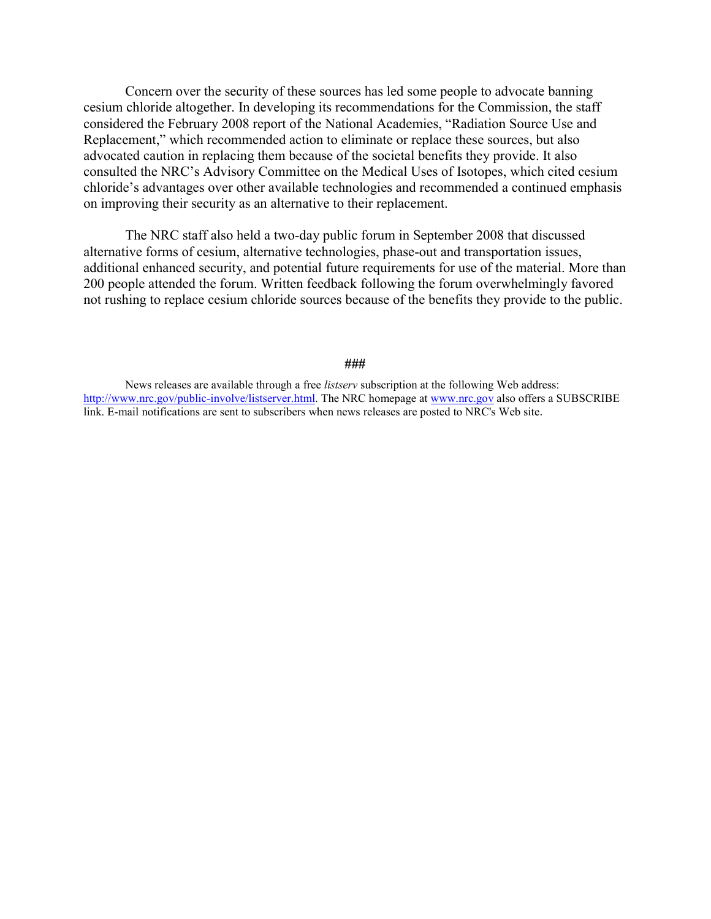Concern over the security of these sources has led some people to advocate banning cesium chloride altogether. In developing its recommendations for the Commission, the staff considered the February 2008 report of the National Academies, "Radiation Source Use and Replacement," which recommended action to eliminate or replace these sources, but also advocated caution in replacing them because of the societal benefits they provide. It also consulted the NRC's Advisory Committee on the Medical Uses of Isotopes, which cited cesium chloride's advantages over other available technologies and recommended a continued emphasis on improving their security as an alternative to their replacement.

The NRC staff also held a two-day public forum in September 2008 that discussed alternative forms of cesium, alternative technologies, phase-out and transportation issues, additional enhanced security, and potential future requirements for use of the material. More than 200 people attended the forum. Written feedback following the forum overwhelmingly favored not rushing to replace cesium chloride sources because of the benefits they provide to the public.

###

News releases are available through a free *listserv* subscription at the following Web address: http://www.nrc.gov/public-involve/listserver.html. The NRC homepage at www.nrc.gov also offers a SUBSCRIBE link. E-mail notifications are sent to subscribers when news releases are posted to NRC's Web site.